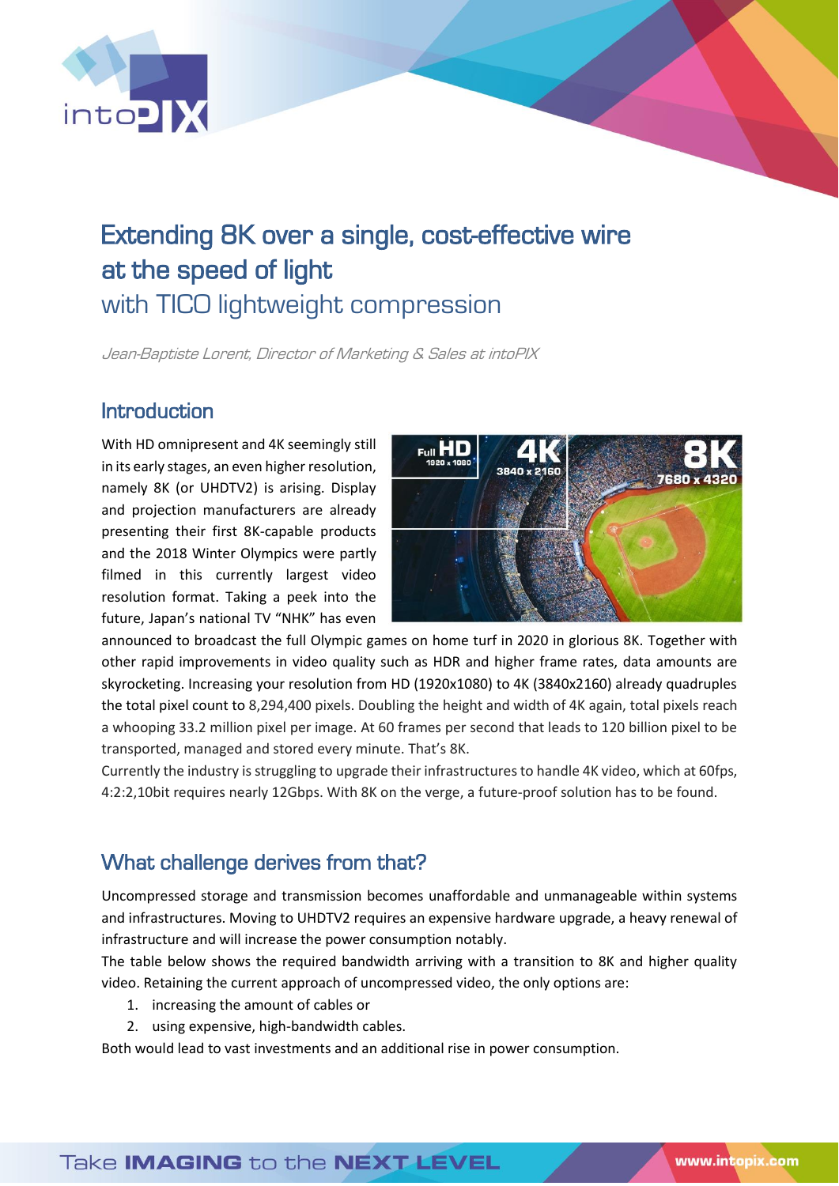# Extending 8K over a single, cost-effective wire at the speed of light

## with TICO lightweight compression

*Jean-Baptiste Lorent, Director of Marketing & Sales at intoPIX*

## Introduction

With HD omnipresent and 4K seemingly still in its early stages, an even higher resolution, namely 8K (or UHDTV2) is arising. Display and projection manufacturers are already presenting their first 8K-capable products and the 2018 Winter Olympics were partly filmed in this currently largest video resolution format. Taking a peek into the future, Japan's national TV "NHK" has even announced to broadcast the full Olympic games on home turf in 2020 in glorious 8K. Together with other rapid improvements in video quality such as HDR and higher frame rates, data amounts are skyrocketing. Increasing your resolution from HD (1920x1080) to 4K (3840x2160) already quadruples the total pixel count to 8,294,400 pixels. Doubling the height and width of 4K again, total pixels reach a whooping 33.2 million pixel per image. At 60 frames per second that leads to 120 billion pixel to be transported, managed and stored every minute. That's 8K.

Currently the industry is struggling to upgrade their infrastructures to handle 4K video, which at 60fps, 4:2:2,10bit requires nearly 12Gbps. With 8K on the verge, a future-proof solution has to be found.

## What challenge derives from that?

Uncompressed storage and transmission becomes unaffordable and unmanageable within systems and infrastructures. Moving to UHDTV2 requires an expensive hardware upgrade, a heavy renewal of infrastructure and will increase the power consumption notably.

The table below shows the required bandwidth arriving with a transition to 8K and higher quality video. Retaining the current approach of uncompressed video, the only options are:

1. increasing the amount of cables or
2. using expensive, high-bandwidth cables.

Both would lead to vast investments and an additional rise in power consumption.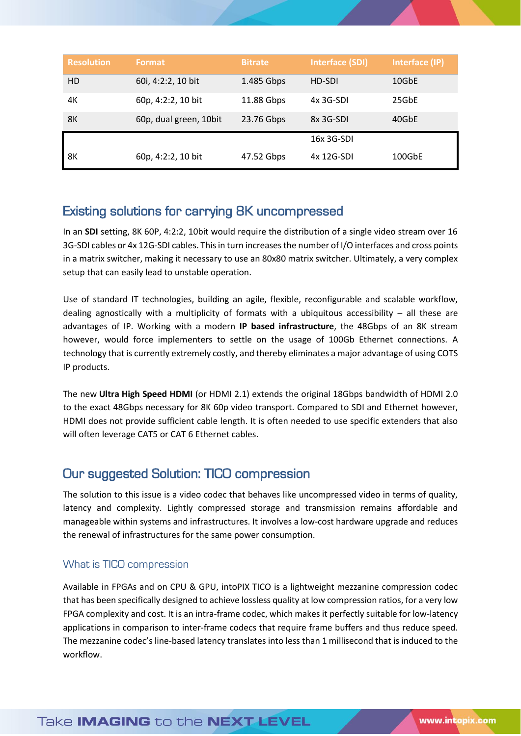| Resolution | Format | Bitrate | Interface (SDI) | Interface (IP) |
| --- | --- | --- | --- | --- |
| HD | 60i, 4:2:2, 10 bit | 1.485 Gbps | HD-SDI | 10GbE |
| 4K | 60p, 4:2:2, 10 bit | 11.88 Gbps | 4x 3G-SDI | 25GbE |
| 8K | 60p, dual green, 10bit | 23.76 Gbps | 8x 3G-SDI | 40GbE |
| 8K | 60p, 4:2:2, 10 bit | 47.52 Gbps | 16x 3G-SDI<br>4x 12G-SDI | 100GbE |

## Existing solutions for carrying 8K uncompressed

In an **SDI** setting, 8K 60P, 4:2:2, 10bit would require the distribution of a single video stream over 16 3G-SDI cables or 4x 12G-SDI cables. This in turn increases the number of I/O interfaces and cross points in a matrix switcher, making it necessary to use an 80x80 matrix switcher. Ultimately, a very complex setup that can easily lead to unstable operation.

Use of standard IT technologies, building an agile, flexible, reconfigurable and scalable workflow, dealing agnostically with a multiplicity of formats with a ubiquitous accessibility – all these are advantages of IP. Working with a modern **IP based infrastructure**, the 48Gbps of an 8K stream however, would force implementers to settle on the usage of 100Gb Ethernet connections. A technology that is currently extremely costly, and thereby eliminates a major advantage of using COTS IP products.

The new **Ultra High Speed HDMI** (or HDMI 2.1) extends the original 18Gbps bandwidth of HDMI 2.0 to the exact 48Gbps necessary for 8K 60p video transport. Compared to SDI and Ethernet however, HDMI does not provide sufficient cable length. It is often needed to use specific extenders that also will often leverage CAT5 or CAT 6 Ethernet cables.

## Our suggested Solution: TICO compression

The solution to this issue is a video codec that behaves like uncompressed video in terms of quality, latency and complexity. Lightly compressed storage and transmission remains affordable and manageable within systems and infrastructures. It involves a low-cost hardware upgrade and reduces the renewal of infrastructures for the same power consumption.

### What is TICO compression

Available in FPGAs and on CPU & GPU, intoPIX TICO is a lightweight mezzanine compression codec that has been specifically designed to achieve lossless quality at low compression ratios, for a very low FPGA complexity and cost. It is an intra-frame codec, which makes it perfectly suitable for low-latency applications in comparison to inter-frame codecs that require frame buffers and thus reduce speed. The mezzanine codec's line-based latency translates into less than 1 millisecond that is induced to the workflow.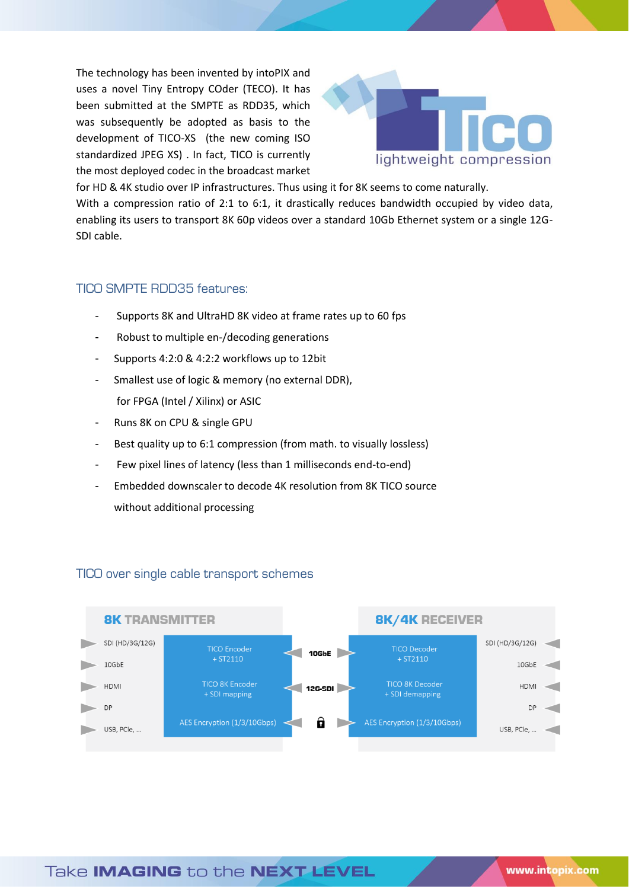The technology has been invented by intoPIX and uses a novel Tiny Entropy COder (TECO). It has been submitted at the SMPTE as RDD35, which was subsequently be adopted as basis to the development of TICO-XS (the new coming ISO standardized JPEG XS) . In fact, TICO is currently the most deployed codec in the broadcast market for HD & 4K studio over IP infrastructures. Thus using it for 8K seems to come naturally.

With a compression ratio of 2:1 to 6:1, it drastically reduces bandwidth occupied by video data, enabling its users to transport 8K 60p videos over a standard 10Gb Ethernet system or a single 12G-SDI cable.

## TICO SMPTE RDD35 features:

- Supports 8K and UltraHD 8K video at frame rates up to 60 fps
- Robust to multiple en-/decoding generations
- Supports 4:2:0 & 4:2:2 workflows up to 12bit
- Smallest use of logic & memory (no external DDR), for FPGA (Intel / Xilinx) or ASIC
- Runs 8K on CPU & single GPU
- Best quality up to 6:1 compression (from math. to visually lossless)
- Few pixel lines of latency (less than 1 milliseconds end-to-end)
- Embedded downscaler to decode 4K resolution from 8K TICO source without additional processing

## TICO over single cable transport schemes

| 8K TRANSMITTER inputs | 8K TRANSMITTER | Link | 8K/4K RECEIVER | 8K/4K RECEIVER outputs |
|---|---|---|---|---|
| SDI (HD/3G/12G) | TICO Encoder + ST2110 | 10GbE | TICO Decoder + ST2110 | SDI (HD/3G/12G) |
| 10GbE | | | | 10GbE |
| HDMI | TICO 8K Encoder + SDI mapping | 12G-SDI | TICO 8K Decoder + SDI demapping | HDMI |
| DP | | | | DP |
| USB, PCIe, ... | AES Encryption (1/3/10Gbps) | 🔒 | AES Encryption (1/3/10Gbps) | USB, PCIe, ... |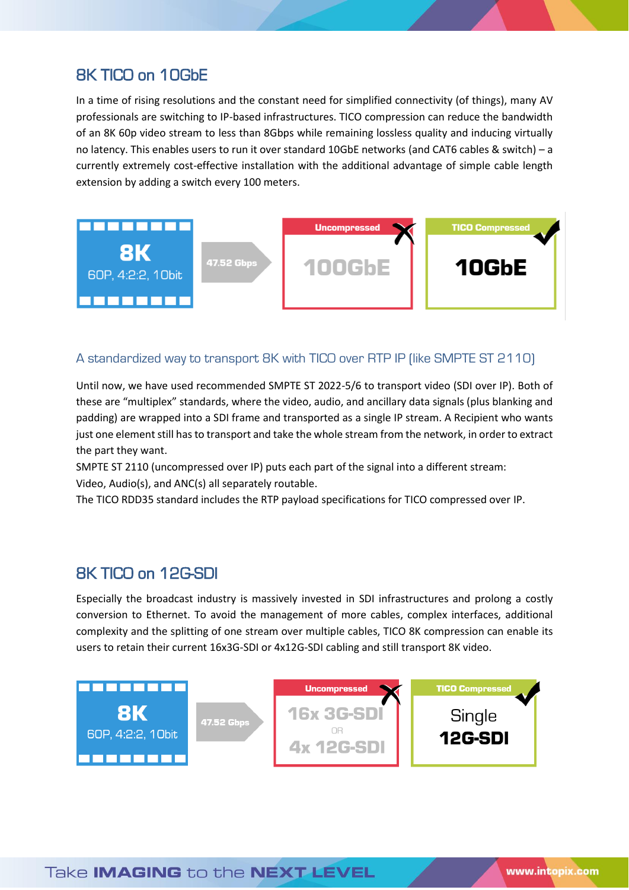## 8K TICO on 10GbE

In a time of rising resolutions and the constant need for simplified connectivity (of things), many AV professionals are switching to IP-based infrastructures. TICO compression can reduce the bandwidth of an 8K 60p video stream to less than 8Gbps while remaining lossless quality and inducing virtually no latency. This enables users to run it over standard 10GbE networks (and CAT6 cables & switch) – a currently extremely cost-effective installation with the additional advantage of simple cable length extension by adding a switch every 100 meters.

**8K** 60P, 4:2:2, 10bit → 47.52 Gbps → Uncompressed: 100GbE ✗ | TICO Compressed: 10GbE ✓

### A standardized way to transport 8K with TICO over RTP IP (like SMPTE ST 2110)

Until now, we have used recommended SMPTE ST 2022-5/6 to transport video (SDI over IP). Both of these are “multiplex” standards, where the video, audio, and ancillary data signals (plus blanking and padding) are wrapped into a SDI frame and transported as a single IP stream. A Recipient who wants just one element still has to transport and take the whole stream from the network, in order to extract the part they want.

SMPTE ST 2110 (uncompressed over IP) puts each part of the signal into a different stream: Video, Audio(s), and ANC(s) all separately routable.

The TICO RDD35 standard includes the RTP payload specifications for TICO compressed over IP.

## 8K TICO on 12G-SDI

Especially the broadcast industry is massively invested in SDI infrastructures and prolong a costly conversion to Ethernet. To avoid the management of more cables, complex interfaces, additional complexity and the splitting of one stream over multiple cables, TICO 8K compression can enable its users to retain their current 16x3G-SDI or 4x12G-SDI cabling and still transport 8K video.

**8K** 60P, 4:2:2, 10bit → 47.52 Gbps → Uncompressed: 16x 3G-SDI OR 4x 12G-SDI ✗ | TICO Compressed: Single 12G-SDI ✓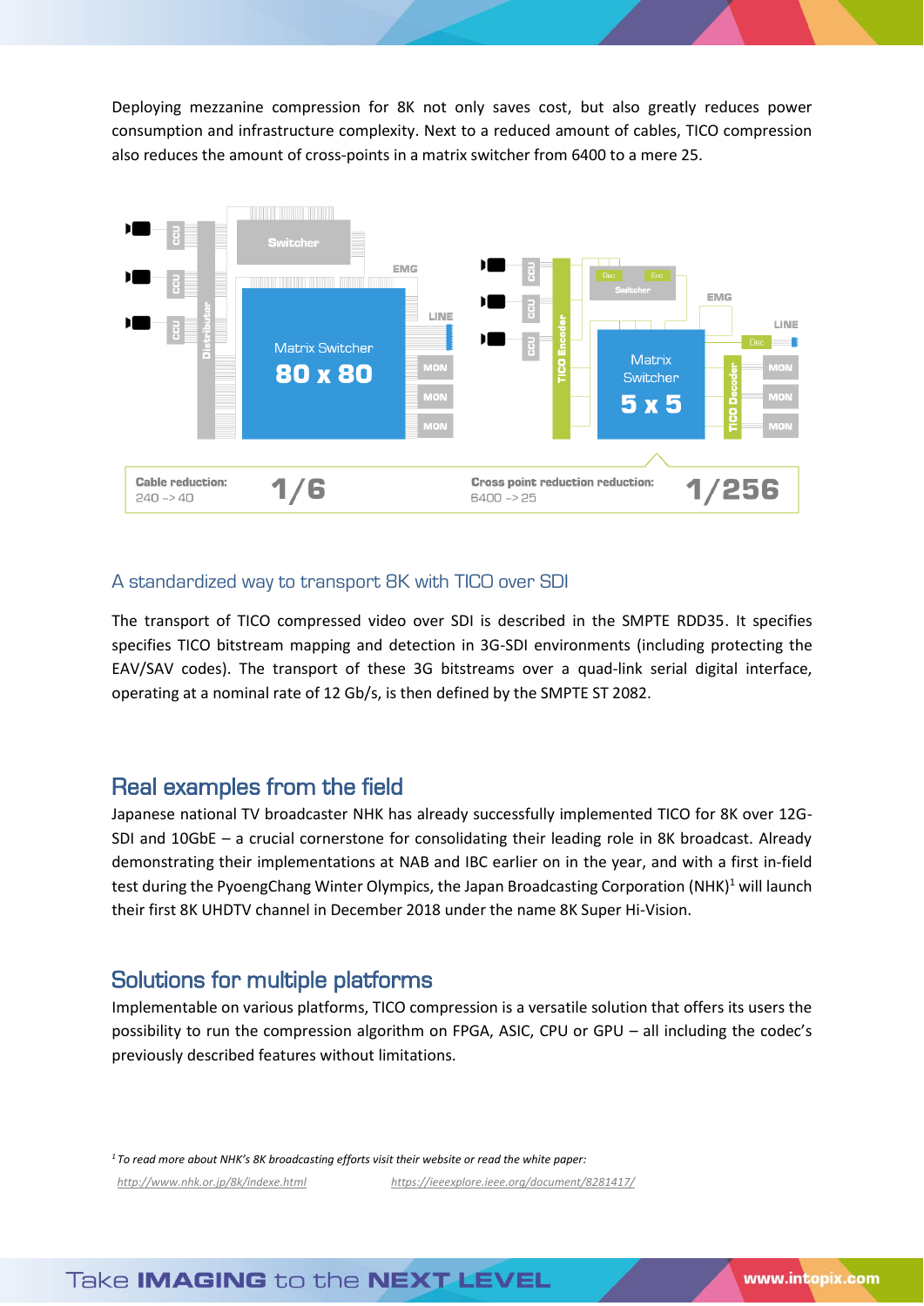Deploying mezzanine compression for 8K not only saves cost, but also greatly reduces power consumption and infrastructure complexity. Next to a reduced amount of cables, TICO compression also reduces the amount of cross-points in a matrix switcher from 6400 to a mere 25.

Cable reduction: 240 -> 40 **1/6**

Cross point reduction reduction: 6400 -> 25 **1/256**

## A standardized way to transport 8K with TICO over SDI

The transport of TICO compressed video over SDI is described in the SMPTE RDD35. It specifies specifies TICO bitstream mapping and detection in 3G-SDI environments (including protecting the EAV/SAV codes). The transport of these 3G bitstreams over a quad-link serial digital interface, operating at a nominal rate of 12 Gb/s, is then defined by the SMPTE ST 2082.

## Real examples from the field

Japanese national TV broadcaster NHK has already successfully implemented TICO for 8K over 12G-SDI and 10GbE – a crucial cornerstone for consolidating their leading role in 8K broadcast. Already demonstrating their implementations at NAB and IBC earlier on in the year, and with a first in-field test during the PyoengChang Winter Olympics, the Japan Broadcasting Corporation (NHK)[1] will launch their first 8K UHDTV channel in December 2018 under the name 8K Super Hi-Vision.

## Solutions for multiple platforms

Implementable on various platforms, TICO compression is a versatile solution that offers its users the possibility to run the compression algorithm on FPGA, ASIC, CPU or GPU – all including the codec's previously described features without limitations.

*[1] To read more about NHK's 8K broadcasting efforts visit their website or read the white paper:*

http://www.nhk.or.jp/8k/indexe.html https://ieeexplore.ieee.org/document/8281417/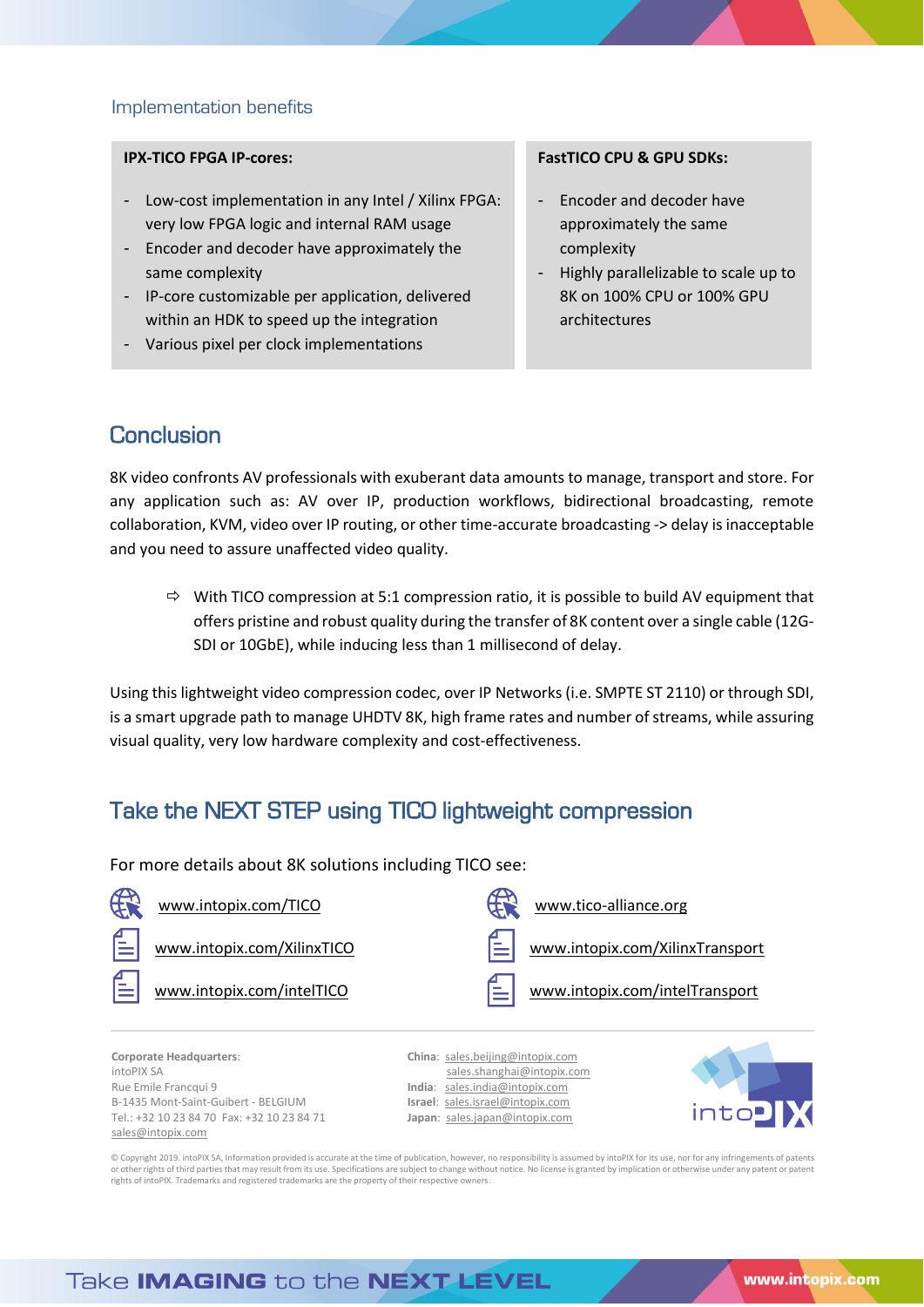## Implementation benefits

**IPX-TICO FPGA IP-cores:**

- Low-cost implementation in any Intel / Xilinx FPGA: very low FPGA logic and internal RAM usage
- Encoder and decoder have approximately the same complexity
- IP-core customizable per application, delivered within an HDK to speed up the integration
- Various pixel per clock implementations

**FastTICO CPU & GPU SDKs:**

- Encoder and decoder have approximately the same complexity
- Highly parallelizable to scale up to 8K on 100% CPU or 100% GPU architectures

## Conclusion

8K video confronts AV professionals with exuberant data amounts to manage, transport and store. For any application such as: AV over IP, production workflows, bidirectional broadcasting, remote collaboration, KVM, video over IP routing, or other time-accurate broadcasting -> delay is inacceptable and you need to assure unaffected video quality.

⇨ With TICO compression at 5:1 compression ratio, it is possible to build AV equipment that offers pristine and robust quality during the transfer of 8K content over a single cable (12G-SDI or 10GbE), while inducing less than 1 millisecond of delay.

Using this lightweight video compression codec, over IP Networks (i.e. SMPTE ST 2110) or through SDI, is a smart upgrade path to manage UHDTV 8K, high frame rates and number of streams, while assuring visual quality, very low hardware complexity and cost-effectiveness.

## Take the NEXT STEP using TICO lightweight compression

For more details about 8K solutions including TICO see:

- www.intopix.com/TICO
- www.intopix.com/XilinxTICO
- www.intopix.com/intelTICO
- www.tico-alliance.org
- www.intopix.com/XilinxTransport
- www.intopix.com/intelTransport

**Corporate Headquarters**:
intoPIX SA
Rue Emile Francqui 9
B-1435 Mont-Saint-Guibert - BELGIUM
Tel.: +32 10 23 84 70 Fax: +32 10 23 84 71
sales@intopix.com

**China**: sales.beijing@intopix.com
sales.shanghai@intopix.com
**India**: sales.india@intopix.com
**Israel**: sales.israel@intopix.com
**Japan**: sales.japan@intopix.com

© Copyright 2019. intoPIX SA, Information provided is accurate at the time of publication, however, no responsibility is assumed by intoPIX for its use, nor for any infringements of patents or other rights of third parties that may result from its use. Specifications are subject to change without notice. No license is granted by implication or otherwise under any patent or patent rights of intoPIX. Trademarks and registered trademarks are the property of their respective owners.